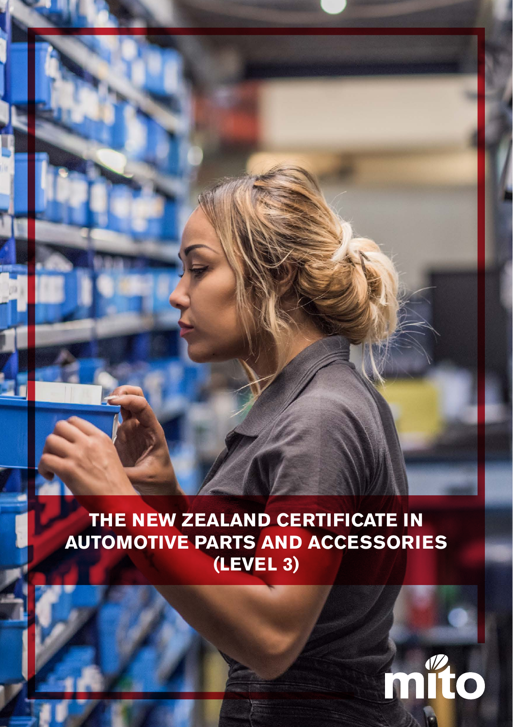# THE NEW ZEALAND CERTIFICATE IN AUTOMOTIVE PARTS AND ACCESSORIES (LEVEL 3)

mito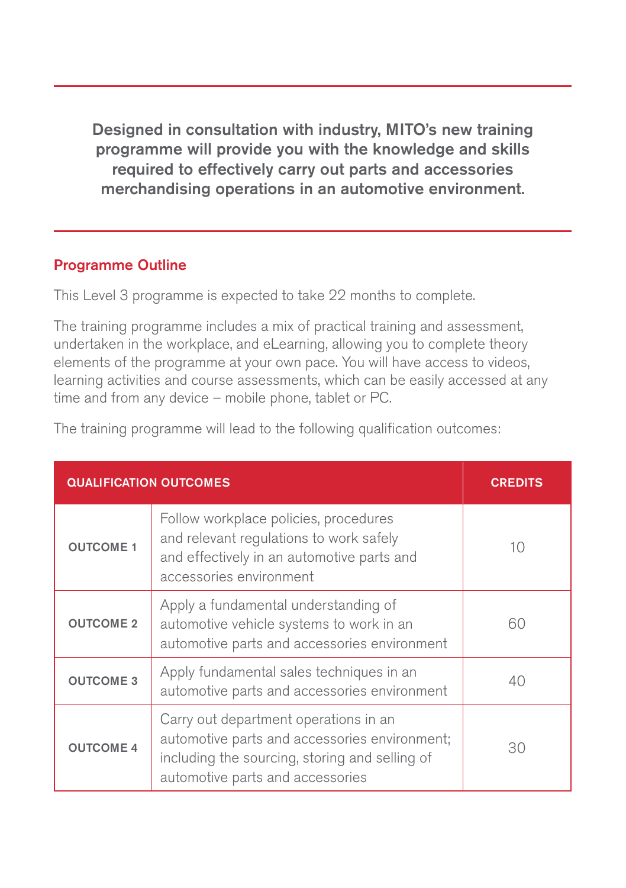**Designed in consultation with industry, MITO's new training programme will provide you with the knowledge and skills required to effectively carry out parts and accessories merchandising operations in an automotive environment.**

## Programme Outline

This Level 3 programme is expected to take 22 months to complete.

The training programme includes a mix of practical training and assessment, undertaken in the workplace, and eLearning, allowing you to complete theory elements of the programme at your own pace. You will have access to videos, learning activities and course assessments, which can be easily accessed at any time and from any device – mobile phone, tablet or PC.

The training programme will lead to the following qualification outcomes:

| QUALIFICATION OUTCOMES | | CREDITS |
|---|---|---|
| OUTCOME 1 | Follow workplace policies, procedures and relevant regulations to work safely and effectively in an automotive parts and accessories environment | 10 |
| OUTCOME 2 | Apply a fundamental understanding of automotive vehicle systems to work in an automotive parts and accessories environment | 60 |
| OUTCOME 3 | Apply fundamental sales techniques in an automotive parts and accessories environment | 40 |
| OUTCOME 4 | Carry out department operations in an automotive parts and accessories environment; including the sourcing, storing and selling of automotive parts and accessories | 30 |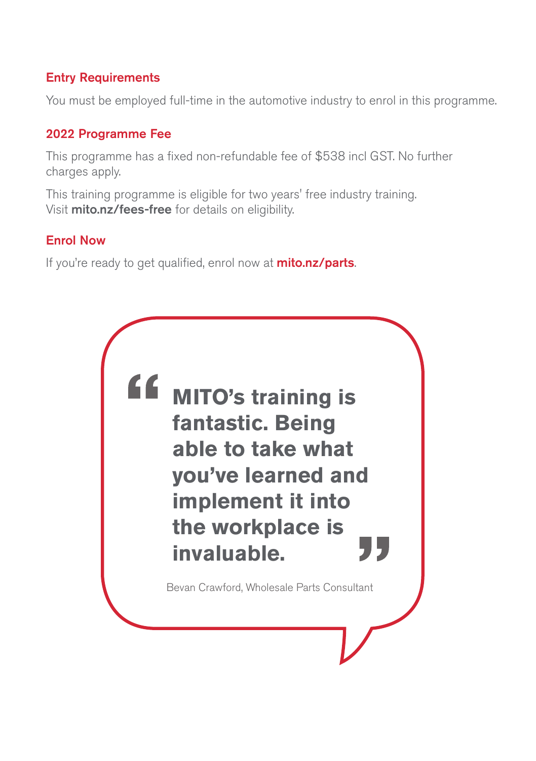## Entry Requirements

You must be employed full-time in the automotive industry to enrol in this programme.

## 2022 Programme Fee

This programme has a fixed non-refundable fee of $538 incl GST. No further charges apply.

This training programme is eligible for two years' free industry training. Visit **mito.nz/fees-free** for details on eligibility.

## Enrol Now

If you're ready to get qualified, enrol now at **mito.nz/parts**.

> **"MITO's training is fantastic. Being able to take what you've learned and implement it into the workplace is invaluable."**
>
> Bevan Crawford, Wholesale Parts Consultant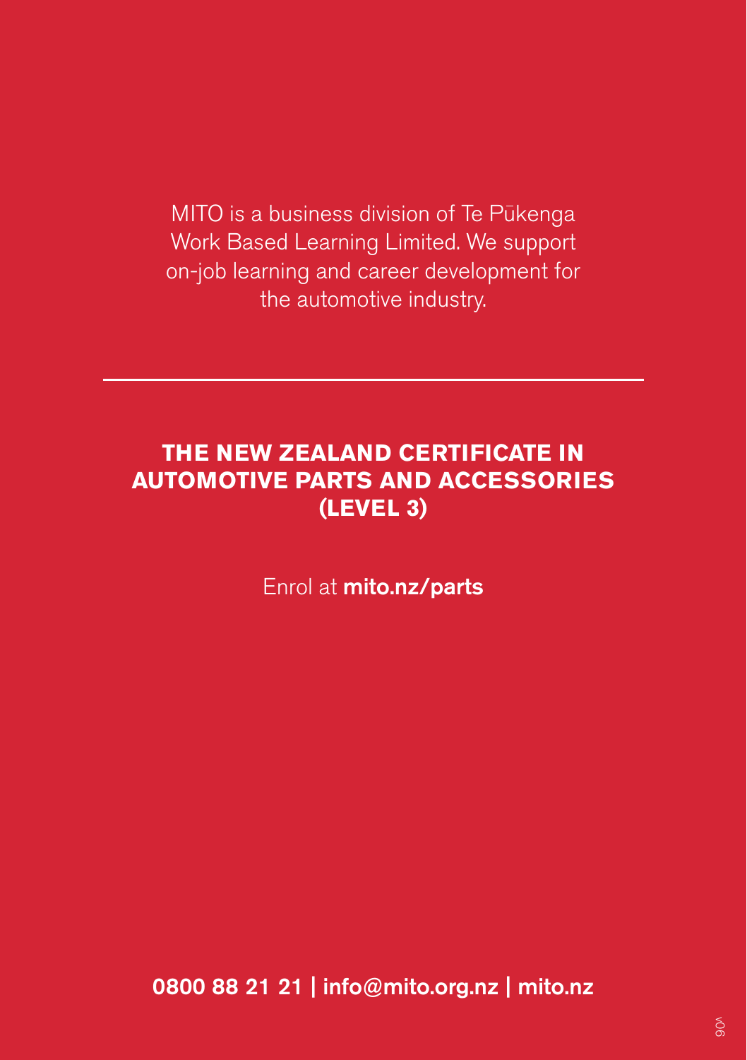MITO is a business division of Te Pūkenga Work Based Learning Limited. We support on-job learning and career development for the automotive industry.

---

## THE NEW ZEALAND CERTIFICATE IN AUTOMOTIVE PARTS AND ACCESSORIES (LEVEL 3)

Enrol at **mito.nz/parts**

**0800 88 21 21 | info@mito.org.nz | mito.nz**

v06